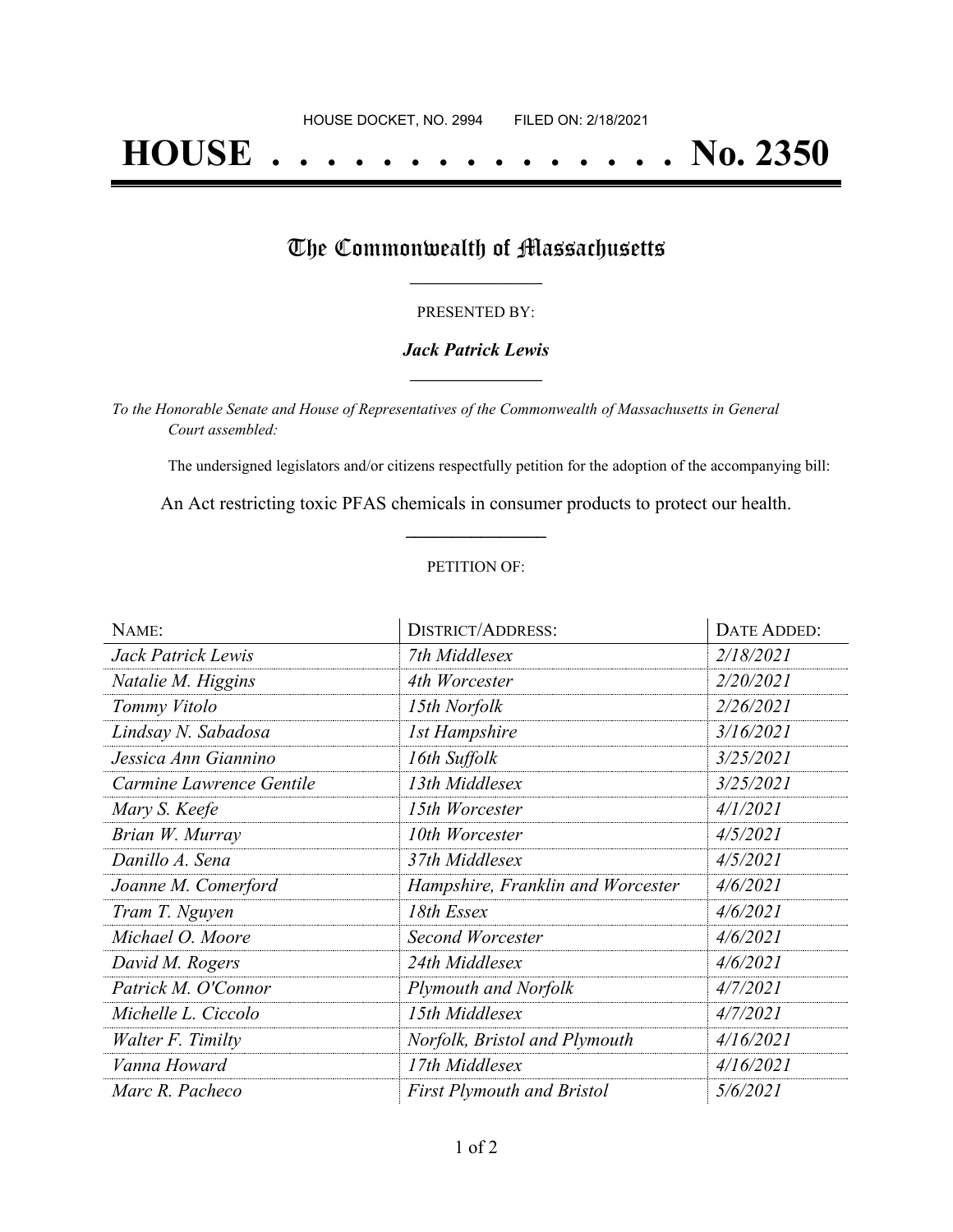HOUSE DOCKET, NO. 2994 FILED ON: 2/18/2021

# HOUSE . . . . . . . . . . . . . . . No. 2350

## The Commonwealth of Massachusetts

PRESENTED BY:

***Jack Patrick Lewis***

*To the Honorable Senate and House of Representatives of the Commonwealth of Massachusetts in General Court assembled:*

The undersigned legislators and/or citizens respectfully petition for the adoption of the accompanying bill:

An Act restricting toxic PFAS chemicals in consumer products to protect our health.

PETITION OF:

| NAME: | DISTRICT/ADDRESS: | DATE ADDED: |
|---|---|---|
| *Jack Patrick Lewis* | *7th Middlesex* | *2/18/2021* |
| *Natalie M. Higgins* | *4th Worcester* | *2/20/2021* |
| *Tommy Vitolo* | *15th Norfolk* | *2/26/2021* |
| *Lindsay N. Sabadosa* | *1st Hampshire* | *3/16/2021* |
| *Jessica Ann Giannino* | *16th Suffolk* | *3/25/2021* |
| *Carmine Lawrence Gentile* | *13th Middlesex* | *3/25/2021* |
| *Mary S. Keefe* | *15th Worcester* | *4/1/2021* |
| *Brian W. Murray* | *10th Worcester* | *4/5/2021* |
| *Danillo A. Sena* | *37th Middlesex* | *4/5/2021* |
| *Joanne M. Comerford* | *Hampshire, Franklin and Worcester* | *4/6/2021* |
| *Tram T. Nguyen* | *18th Essex* | *4/6/2021* |
| *Michael O. Moore* | *Second Worcester* | *4/6/2021* |
| *David M. Rogers* | *24th Middlesex* | *4/6/2021* |
| *Patrick M. O'Connor* | *Plymouth and Norfolk* | *4/7/2021* |
| *Michelle L. Ciccolo* | *15th Middlesex* | *4/7/2021* |
| *Walter F. Timilty* | *Norfolk, Bristol and Plymouth* | *4/16/2021* |
| *Vanna Howard* | *17th Middlesex* | *4/16/2021* |
| *Marc R. Pacheco* | *First Plymouth and Bristol* | *5/6/2021* |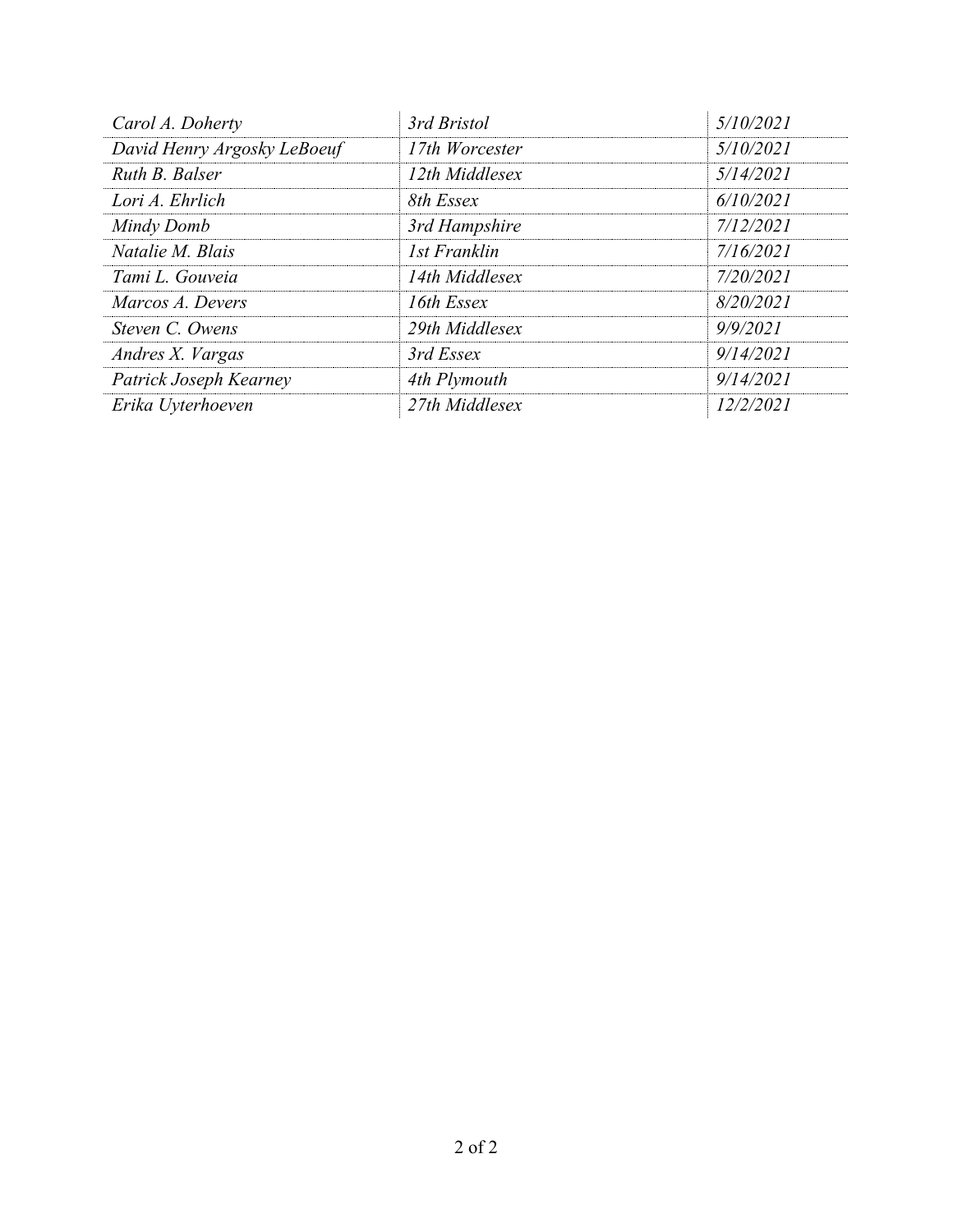| *Carol A. Doherty* | *3rd Bristol* | *5/10/2021* |
| --- | --- | --- |
| *David Henry Argosky LeBoeuf* | *17th Worcester* | *5/10/2021* |
| *Ruth B. Balser* | *12th Middlesex* | *5/14/2021* |
| *Lori A. Ehrlich* | *8th Essex* | *6/10/2021* |
| *Mindy Domb* | *3rd Hampshire* | *7/12/2021* |
| *Natalie M. Blais* | *1st Franklin* | *7/16/2021* |
| *Tami L. Gouveia* | *14th Middlesex* | *7/20/2021* |
| *Marcos A. Devers* | *16th Essex* | *8/20/2021* |
| *Steven C. Owens* | *29th Middlesex* | *9/9/2021* |
| *Andres X. Vargas* | *3rd Essex* | *9/14/2021* |
| *Patrick Joseph Kearney* | *4th Plymouth* | *9/14/2021* |
| *Erika Uyterhoeven* | *27th Middlesex* | *12/2/2021* |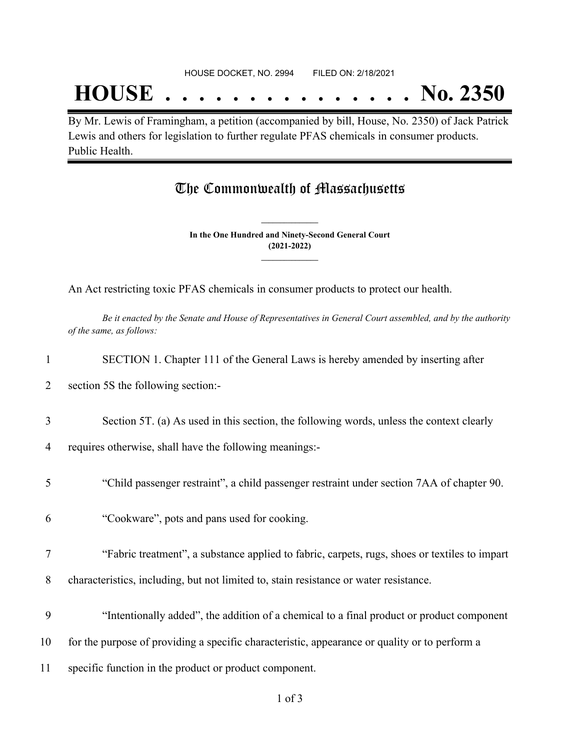HOUSE DOCKET, NO. 2994 FILED ON: 2/18/2021

# HOUSE . . . . . . . . . . . . . . . No. 2350

By Mr. Lewis of Framingham, a petition (accompanied by bill, House, No. 2350) of Jack Patrick Lewis and others for legislation to further regulate PFAS chemicals in consumer products. Public Health.

## The Commonwealth of Massachusetts

**In the One Hundred and Ninety-Second General Court**
**(2021-2022)**

An Act restricting toxic PFAS chemicals in consumer products to protect our health.

*Be it enacted by the Senate and House of Representatives in General Court assembled, and by the authority of the same, as follows:*

1 SECTION 1. Chapter 111 of the General Laws is hereby amended by inserting after

2 section 5S the following section:-

3 Section 5T. (a) As used in this section, the following words, unless the context clearly

4 requires otherwise, shall have the following meanings:-

5 "Child passenger restraint", a child passenger restraint under section 7AA of chapter 90.

6 "Cookware", pots and pans used for cooking.

7 "Fabric treatment", a substance applied to fabric, carpets, rugs, shoes or textiles to impart

8 characteristics, including, but not limited to, stain resistance or water resistance.

9 "Intentionally added", the addition of a chemical to a final product or product component

10 for the purpose of providing a specific characteristic, appearance or quality or to perform a

11 specific function in the product or product component.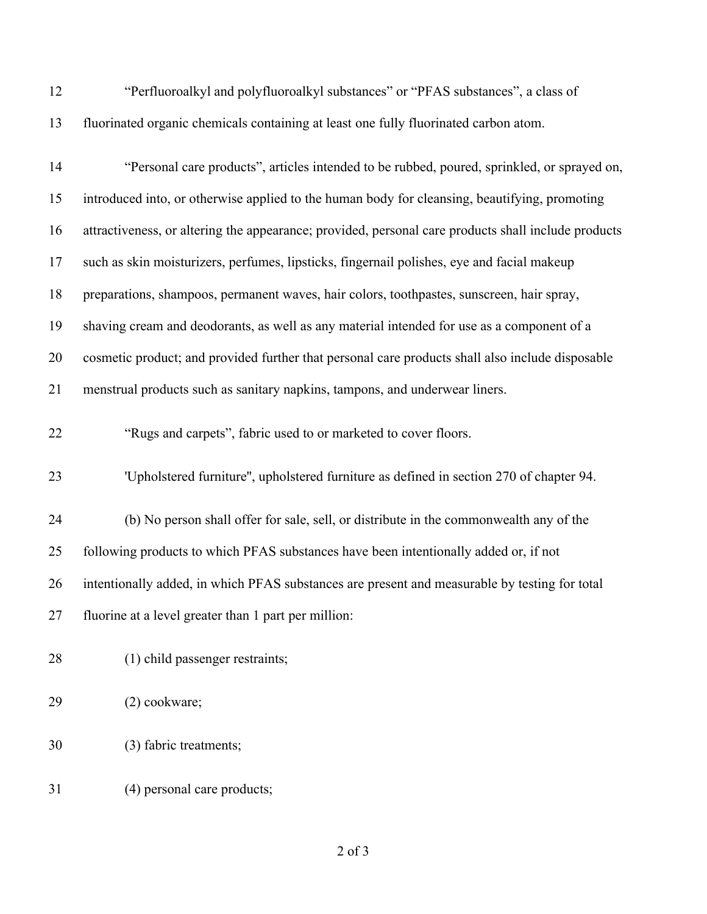"Perfluoroalkyl and polyfluoroalkyl substances" or "PFAS substances", a class of fluorinated organic chemicals containing at least one fully fluorinated carbon atom.

"Personal care products", articles intended to be rubbed, poured, sprinkled, or sprayed on, introduced into, or otherwise applied to the human body for cleansing, beautifying, promoting attractiveness, or altering the appearance; provided, personal care products shall include products such as skin moisturizers, perfumes, lipsticks, fingernail polishes, eye and facial makeup preparations, shampoos, permanent waves, hair colors, toothpastes, sunscreen, hair spray, shaving cream and deodorants, as well as any material intended for use as a component of a cosmetic product; and provided further that personal care products shall also include disposable menstrual products such as sanitary napkins, tampons, and underwear liners.

"Rugs and carpets", fabric used to or marketed to cover floors.

'Upholstered furniture'', upholstered furniture as defined in section 270 of chapter 94.

(b) No person shall offer for sale, sell, or distribute in the commonwealth any of the following products to which PFAS substances have been intentionally added or, if not intentionally added, in which PFAS substances are present and measurable by testing for total fluorine at a level greater than 1 part per million:

(1) child passenger restraints;

(2) cookware;

(3) fabric treatments;

(4) personal care products;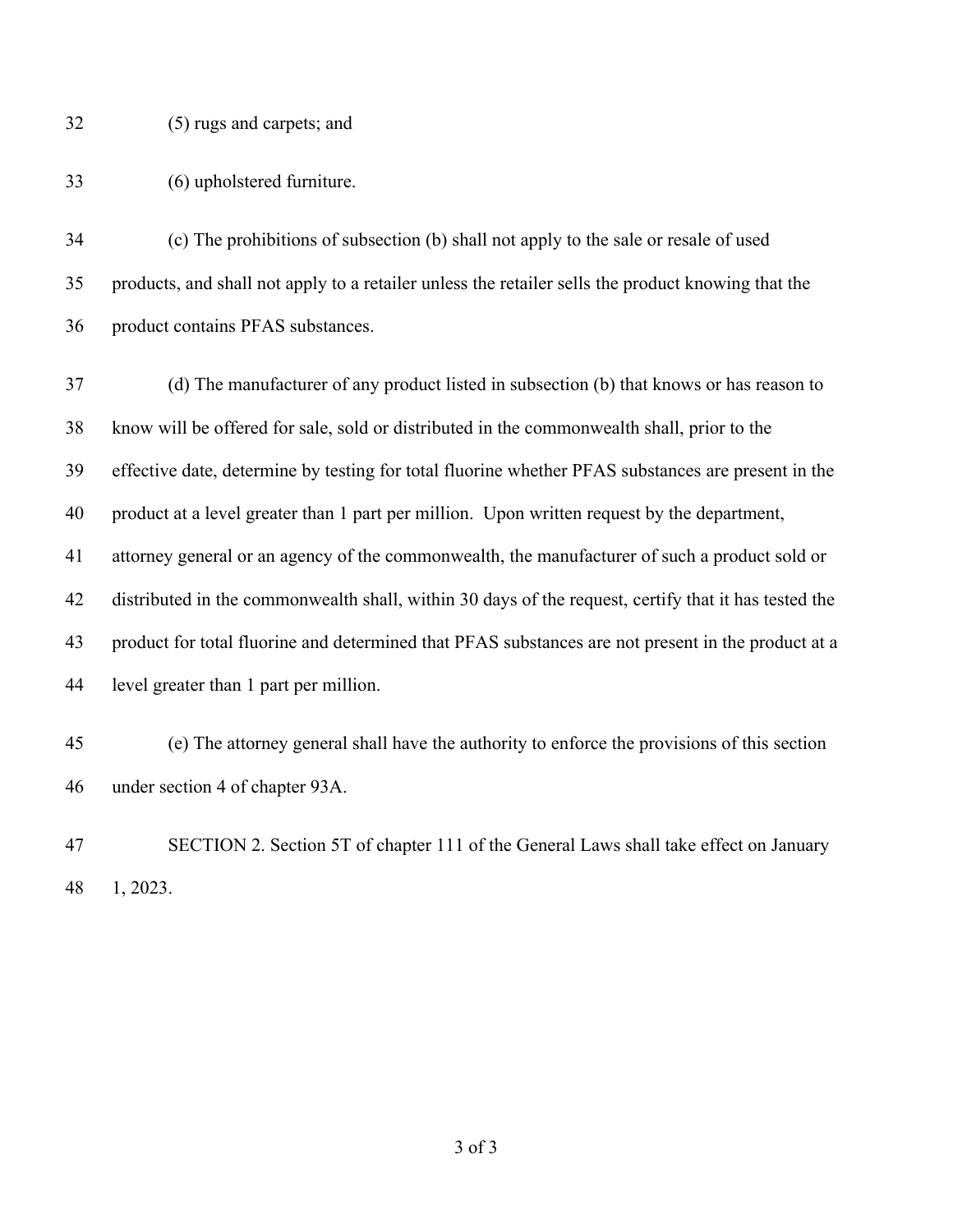(5) rugs and carpets; and

(6) upholstered furniture.

(c) The prohibitions of subsection (b) shall not apply to the sale or resale of used products, and shall not apply to a retailer unless the retailer sells the product knowing that the product contains PFAS substances.

(d) The manufacturer of any product listed in subsection (b) that knows or has reason to know will be offered for sale, sold or distributed in the commonwealth shall, prior to the effective date, determine by testing for total fluorine whether PFAS substances are present in the product at a level greater than 1 part per million. Upon written request by the department, attorney general or an agency of the commonwealth, the manufacturer of such a product sold or distributed in the commonwealth shall, within 30 days of the request, certify that it has tested the product for total fluorine and determined that PFAS substances are not present in the product at a level greater than 1 part per million.

(e) The attorney general shall have the authority to enforce the provisions of this section under section 4 of chapter 93A.

SECTION 2. Section 5T of chapter 111 of the General Laws shall take effect on January 1, 2023.